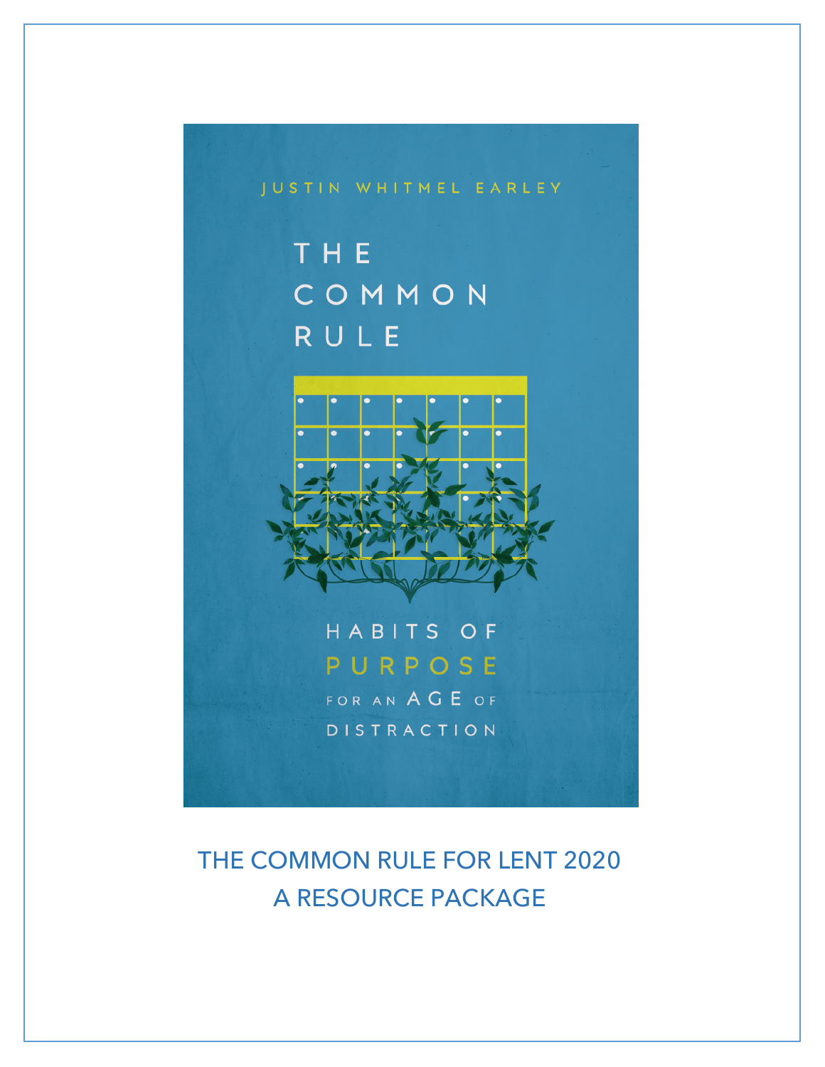JUSTIN WHITMEL EARLEY

# THE COMMON RULE

HABITS OF PURPOSE FOR AN AGE OF DISTRACTION

THE COMMON RULE FOR LENT 2020
A RESOURCE PACKAGE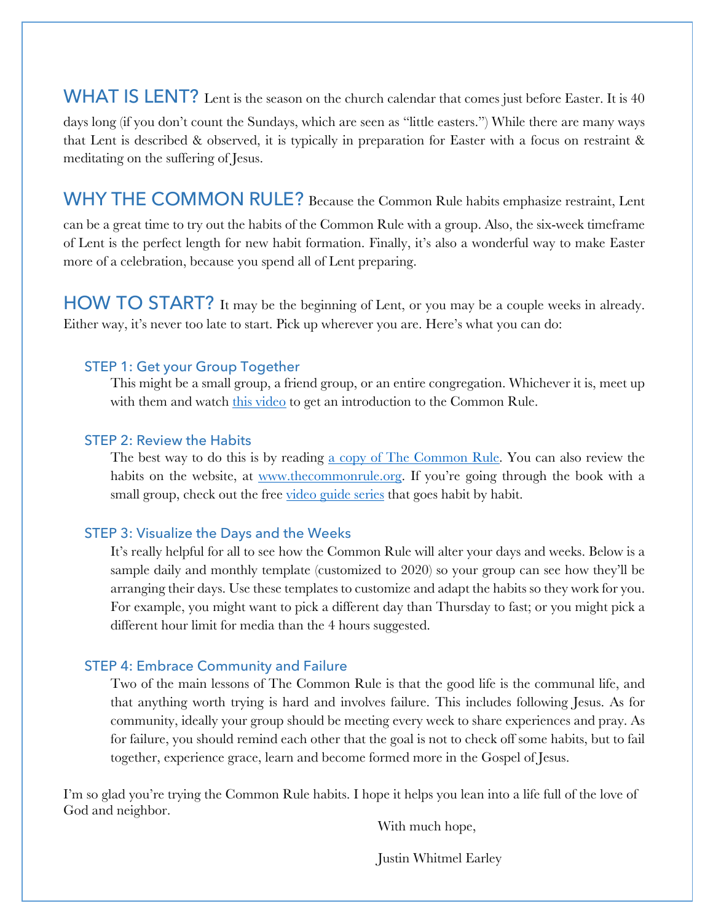**WHAT IS LENT?** Lent is the season on the church calendar that comes just before Easter. It is 40 days long (if you don't count the Sundays, which are seen as "little easters.") While there are many ways that Lent is described & observed, it is typically in preparation for Easter with a focus on restraint & meditating on the suffering of Jesus.

**WHY THE COMMON RULE?** Because the Common Rule habits emphasize restraint, Lent can be a great time to try out the habits of the Common Rule with a group. Also, the six-week timeframe of Lent is the perfect length for new habit formation. Finally, it's also a wonderful way to make Easter more of a celebration, because you spend all of Lent preparing.

**HOW TO START?** It may be the beginning of Lent, or you may be a couple weeks in already. Either way, it's never too late to start. Pick up wherever you are. Here's what you can do:

### STEP 1: Get your Group Together

This might be a small group, a friend group, or an entire congregation. Whichever it is, meet up with them and watch this video to get an introduction to the Common Rule.

### STEP 2: Review the Habits

The best way to do this is by reading a copy of The Common Rule. You can also review the habits on the website, at www.thecommonrule.org. If you're going through the book with a small group, check out the free video guide series that goes habit by habit.

### STEP 3: Visualize the Days and the Weeks

It's really helpful for all to see how the Common Rule will alter your days and weeks. Below is a sample daily and monthly template (customized to 2020) so your group can see how they'll be arranging their days. Use these templates to customize and adapt the habits so they work for you. For example, you might want to pick a different day than Thursday to fast; or you might pick a different hour limit for media than the 4 hours suggested.

### STEP 4: Embrace Community and Failure

Two of the main lessons of The Common Rule is that the good life is the communal life, and that anything worth trying is hard and involves failure. This includes following Jesus. As for community, ideally your group should be meeting every week to share experiences and pray. As for failure, you should remind each other that the goal is not to check off some habits, but to fail together, experience grace, learn and become formed more in the Gospel of Jesus.

I'm so glad you're trying the Common Rule habits. I hope it helps you lean into a life full of the love of God and neighbor.

With much hope,

Justin Whitmel Earley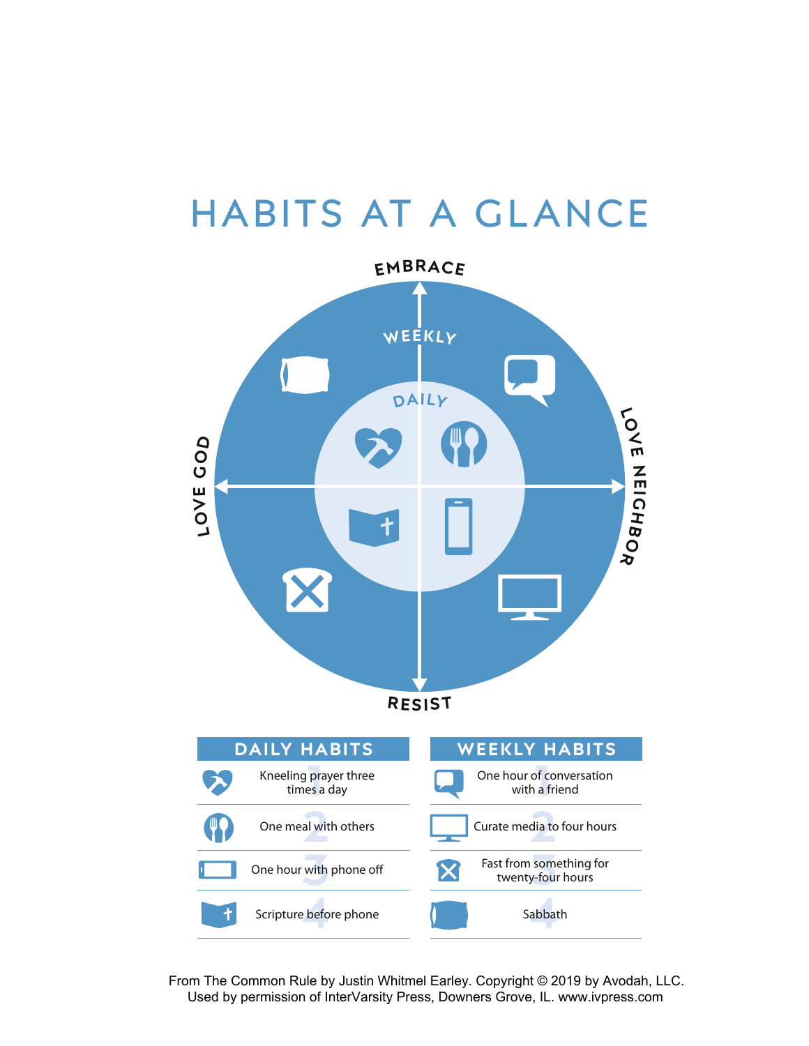# HABITS AT A GLANCE

EMBRACE

WEEKLY

DAILY

LOVE GOD

LOVE NEIGHBOR

RESIST

| DAILY HABITS | WEEKLY HABITS |
|---|---|
| 1 Kneeling prayer three times a day | 1 One hour of conversation with a friend |
| 2 One meal with others | 2 Curate media to four hours |
| 3 One hour with phone off | 3 Fast from something for twenty-four hours |
| 4 Scripture before phone | 4 Sabbath |

From The Common Rule by Justin Whitmel Earley. Copyright © 2019 by Avodah, LLC.
Used by permission of InterVarsity Press, Downers Grove, IL. www.ivpress.com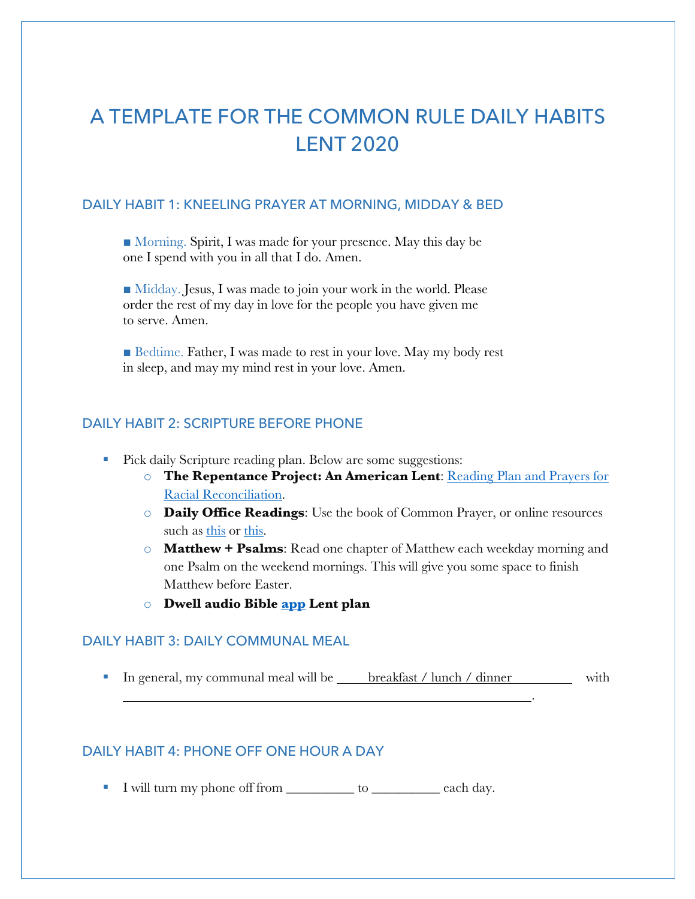# A TEMPLATE FOR THE COMMON RULE DAILY HABITS LENT 2020

## DAILY HABIT 1: KNEELING PRAYER AT MORNING, MIDDAY & BED

■ Morning. Spirit, I was made for your presence. May this day be one I spend with you in all that I do. Amen.

■ Midday. Jesus, I was made to join your work in the world. Please order the rest of my day in love for the people you have given me to serve. Amen.

■ Bedtime. Father, I was made to rest in your love. May my body rest in sleep, and may my mind rest in your love. Amen.

## DAILY HABIT 2: SCRIPTURE BEFORE PHONE

- Pick daily Scripture reading plan. Below are some suggestions:
  - **The Repentance Project: An American Lent**: Reading Plan and Prayers for Racial Reconciliation.
  - **Daily Office Readings**: Use the book of Common Prayer, or online resources such as this or this.
  - **Matthew + Psalms**: Read one chapter of Matthew each weekday morning and one Psalm on the weekend mornings. This will give you some space to finish Matthew before Easter.
  - **Dwell audio Bible app Lent plan**

## DAILY HABIT 3: DAILY COMMUNAL MEAL

- In general, my communal meal will be \_\_\_\_breakfast / lunch / dinner\_\_\_\_\_\_\_\_\_ with \_\_\_\_\_\_\_\_\_\_\_\_\_\_\_\_\_\_\_\_\_\_\_\_\_\_\_\_\_\_\_\_\_\_\_\_\_\_\_\_\_\_\_\_\_\_\_\_\_\_\_\_\_\_\_\_\_\_\_\_.

## DAILY HABIT 4: PHONE OFF ONE HOUR A DAY

- I will turn my phone off from \_\_\_\_\_\_\_\_\_\_ to \_\_\_\_\_\_\_\_\_\_ each day.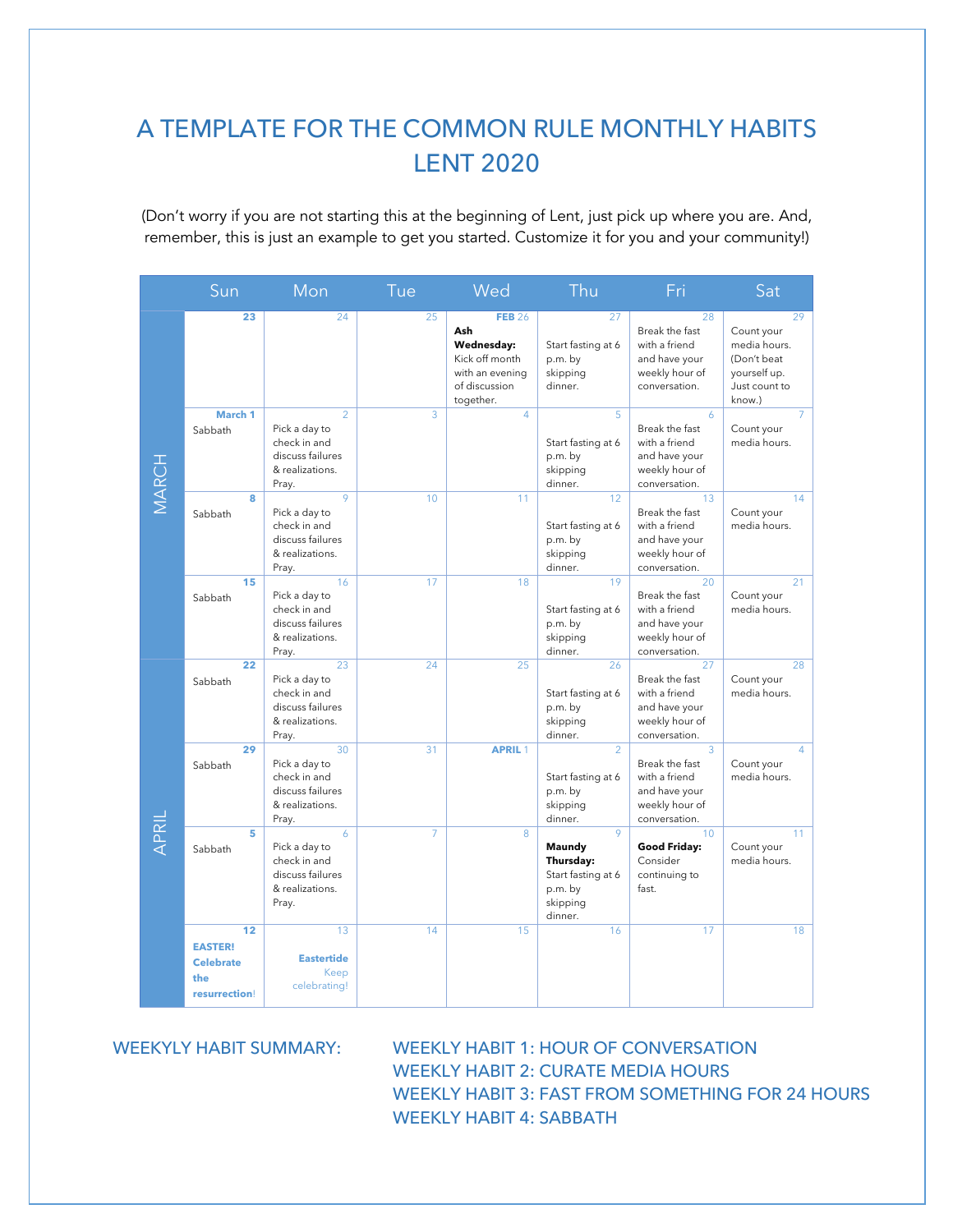# A TEMPLATE FOR THE COMMON RULE MONTHLY HABITS LENT 2020

(Don't worry if you are not starting this at the beginning of Lent, just pick up where you are. And, remember, this is just an example to get you started. Customize it for you and your community!)

| | Sun | Mon | Tue | Wed | Thu | Fri | Sat |
|---|---|---|---|---|---|---|---|
| MARCH | 23 | 24 | 25 | FEB 26 **Ash Wednesday:** Kick off month with an evening of discussion together. | 27 Start fasting at 6 p.m. by skipping dinner. | 28 Break the fast with a friend and have your weekly hour of conversation. | 29 Count your media hours. (Don't beat yourself up. Just count to know.) |
| | March 1 Sabbath | 2 Pick a day to check in and discuss failures & realizations. Pray. | 3 | 4 | 5 Start fasting at 6 p.m. by skipping dinner. | 6 Break the fast with a friend and have your weekly hour of conversation. | 7 Count your media hours. |
| | 8 Sabbath | 9 Pick a day to check in and discuss failures & realizations. Pray. | 10 | 11 | 12 Start fasting at 6 p.m. by skipping dinner. | 13 Break the fast with a friend and have your weekly hour of conversation. | 14 Count your media hours. |
| | 15 Sabbath | 16 Pick a day to check in and discuss failures & realizations. Pray. | 17 | 18 | 19 Start fasting at 6 p.m. by skipping dinner. | 20 Break the fast with a friend and have your weekly hour of conversation. | 21 Count your media hours. |
| APRIL | 22 Sabbath | 23 Pick a day to check in and discuss failures & realizations. Pray. | 24 | 25 | 26 Start fasting at 6 p.m. by skipping dinner. | 27 Break the fast with a friend and have your weekly hour of conversation. | 28 Count your media hours. |
| | 29 Sabbath | 30 Pick a day to check in and discuss failures & realizations. Pray. | 31 | APRIL 1 | 2 Start fasting at 6 p.m. by skipping dinner. | 3 Break the fast with a friend and have your weekly hour of conversation. | 4 Count your media hours. |
| | 5 Sabbath | 6 Pick a day to check in and discuss failures & realizations. Pray. | 7 | 8 | 9 **Maundy Thursday:** Start fasting at 6 p.m. by skipping dinner. | 10 **Good Friday:** Consider continuing to fast. | 11 Count your media hours. |
| | 12 **EASTER! Celebrate the resurrection!** | 13 **Eastertide** Keep celebrating! | 14 | 15 | 16 | 17 | 18 |

WEEKLY HABIT SUMMARY:

- WEEKLY HABIT 1: HOUR OF CONVERSATION
- WEEKLY HABIT 2: CURATE MEDIA HOURS
- WEEKLY HABIT 3: FAST FROM SOMETHING FOR 24 HOURS
- WEEKLY HABIT 4: SABBATH